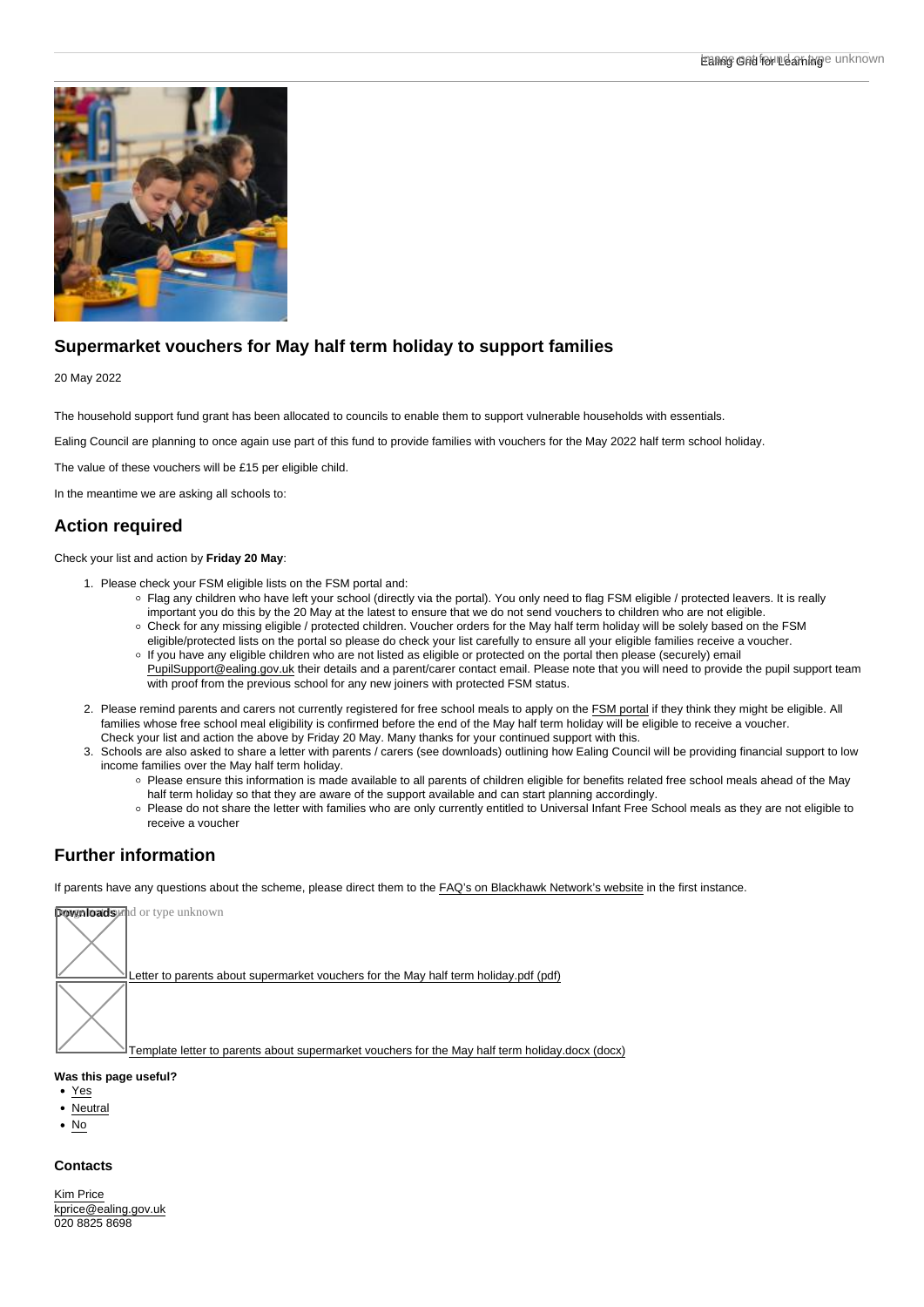## Supermarket vouchers for May half term holiday to support families

20 May 2022

The household support fund grant has been allocated to councils to enable them to support vulnerable households with essentials.

Ealing Council are planning to once again use part of this fund to provide families with vouchers for the May 2022 half term school holiday.

The value of these vouchers will be £15 per eligible child.

In the meantime we are asking all schools to:

## Action required

Check your list and action by **Friday 20 May**:

1. Please check your FSM eligible lists on the FSM portal and:
   - Flag any children who have left your school (directly via the portal). You only need to flag FSM eligible / protected leavers. It is really important you do this by the 20 May at the latest to ensure that we do not send vouchers to children who are not eligible.
   - Check for any missing eligible / protected children. Voucher orders for the May half term holiday will be solely based on the FSM eligible/protected lists on the portal so please do check your list carefully to ensure all your eligible families receive a voucher.
   - If you have any eligible children who are not listed as eligible or protected on the portal then please (securely) email PupilSupport@ealing.gov.uk their details and a parent/carer contact email. Please note that you will need to provide the pupil support team with proof from the previous school for any new joiners with protected FSM status.
2. Please remind parents and carers not currently registered for free school meals to apply on the FSM portal if they think they might be eligible. All families whose free school meal eligibility is confirmed before the end of the May half term holiday will be eligible to receive a voucher. Check your list and action the above by Friday 20 May. Many thanks for your continued support with this.
3. Schools are also asked to share a letter with parents / carers (see downloads) outlining how Ealing Council will be providing financial support to low income families over the May half term holiday.
   - Please ensure this information is made available to all parents of children eligible for benefits related free school meals ahead of the May half term holiday so that they are aware of the support available and can start planning accordingly.
   - Please do not share the letter with families who are only currently entitled to Universal Infant Free School meals as they are not eligible to receive a voucher

## Further information

If parents have any questions about the scheme, please direct them to the FAQ's on Blackhawk Network's website in the first instance.

**Downloads**

Letter to parents about supermarket vouchers for the May half term holiday.pdf (pdf)

Template letter to parents about supermarket vouchers for the May half term holiday.docx (docx)

**Was this page useful?**

- Yes
- Neutral
- No

**Contacts**

Kim Price
kprice@ealing.gov.uk
020 8825 8698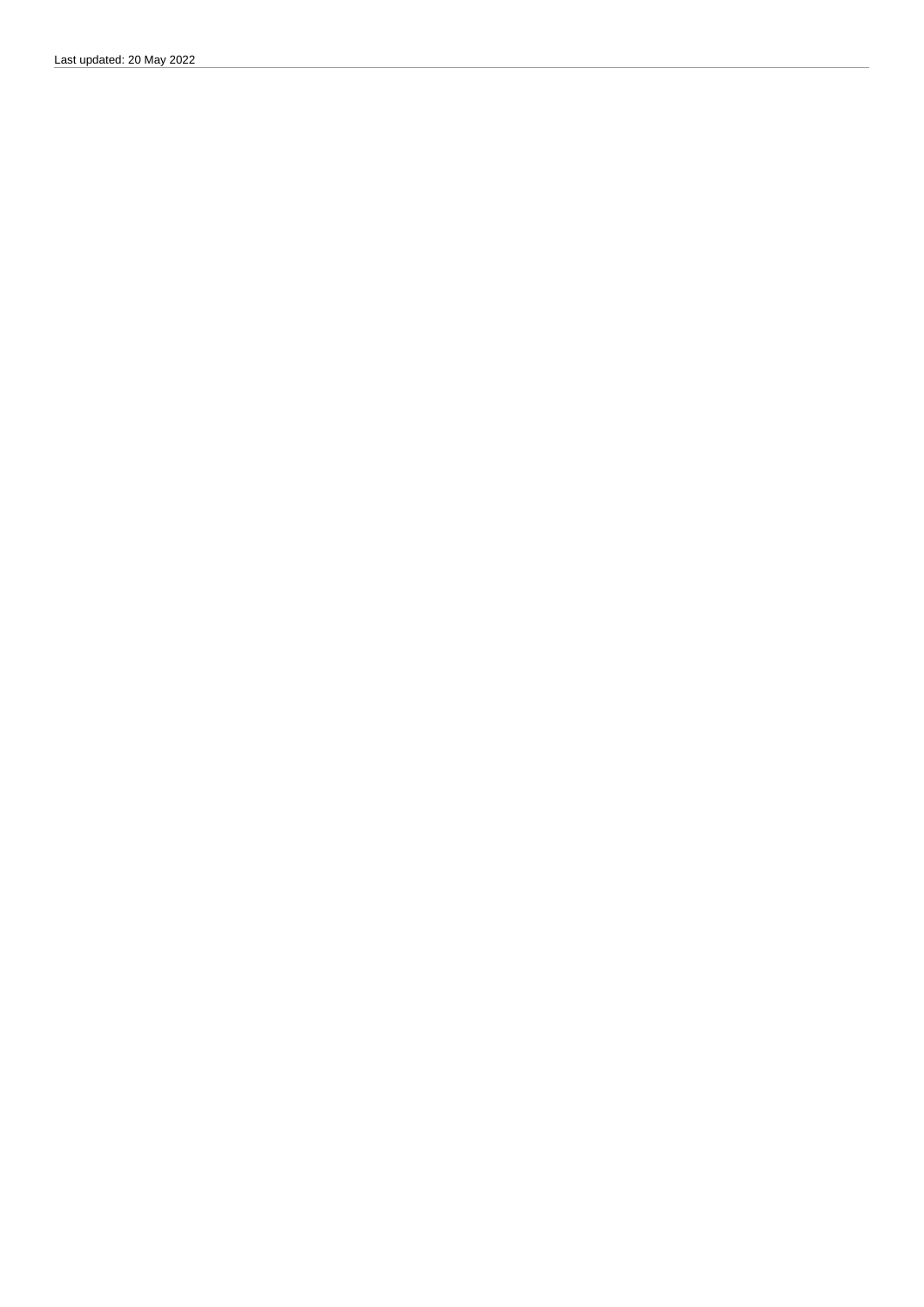Last updated: 20 May 2022